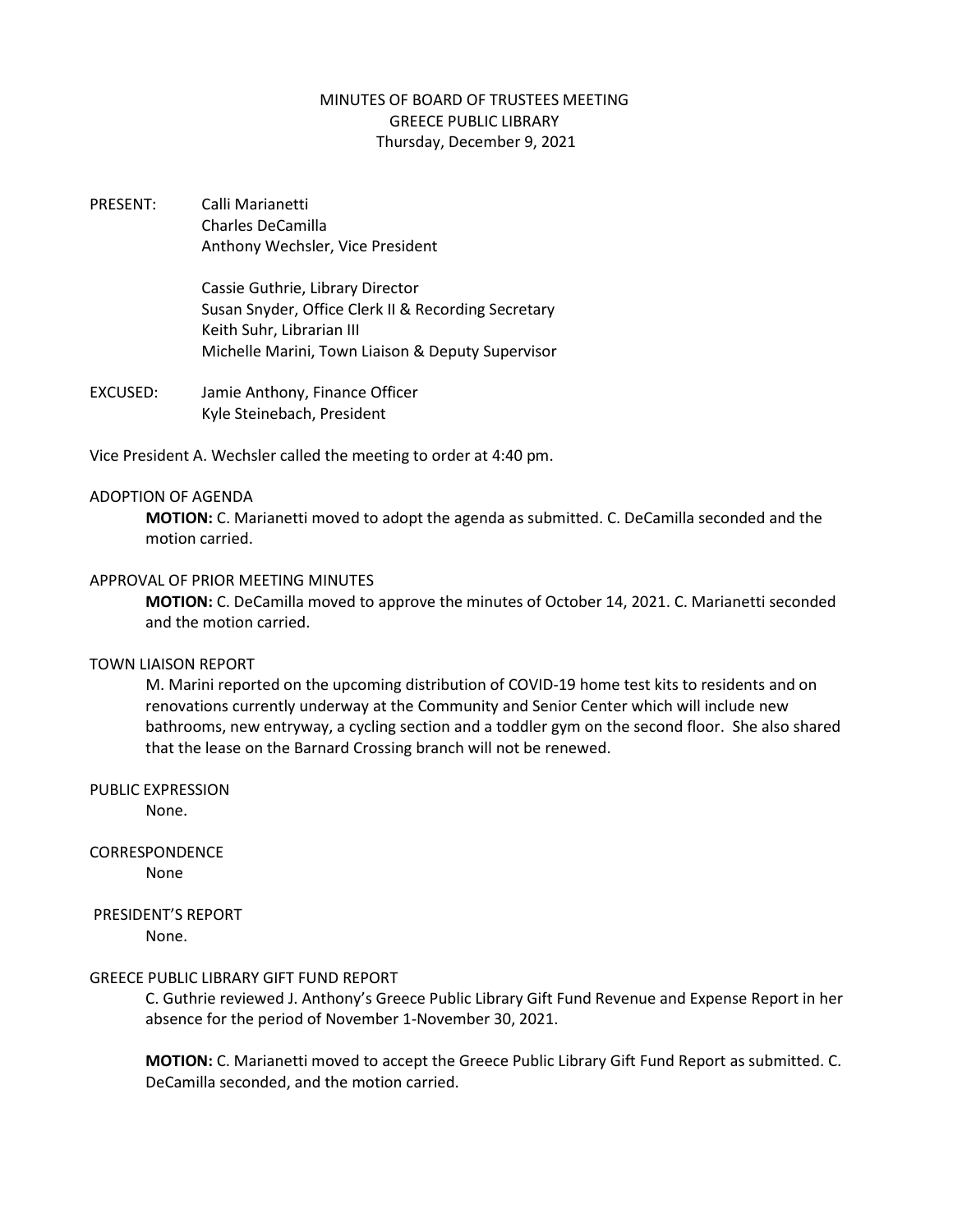# MINUTES OF BOARD OF TRUSTEES MEETING
## GREECE PUBLIC LIBRARY
### Thursday, December 9, 2021

PRESENT:
Calli Marianetti
Charles DeCamilla
Anthony Wechsler, Vice President

Cassie Guthrie, Library Director
Susan Snyder, Office Clerk II & Recording Secretary
Keith Suhr, Librarian III
Michelle Marini, Town Liaison & Deputy Supervisor

EXCUSED:
Jamie Anthony, Finance Officer
Kyle Steinebach, President

Vice President A. Wechsler called the meeting to order at 4:40 pm.

ADOPTION OF AGENDA

**MOTION:** C. Marianetti moved to adopt the agenda as submitted. C. DeCamilla seconded and the motion carried.

APPROVAL OF PRIOR MEETING MINUTES

**MOTION:** C. DeCamilla moved to approve the minutes of October 14, 2021. C. Marianetti seconded and the motion carried.

TOWN LIAISON REPORT

M. Marini reported on the upcoming distribution of COVID-19 home test kits to residents and on renovations currently underway at the Community and Senior Center which will include new bathrooms, new entryway, a cycling section and a toddler gym on the second floor. She also shared that the lease on the Barnard Crossing branch will not be renewed.

PUBLIC EXPRESSION

None.

CORRESPONDENCE

None

PRESIDENT'S REPORT

None.

GREECE PUBLIC LIBRARY GIFT FUND REPORT

C. Guthrie reviewed J. Anthony's Greece Public Library Gift Fund Revenue and Expense Report in her absence for the period of November 1-November 30, 2021.

**MOTION:** C. Marianetti moved to accept the Greece Public Library Gift Fund Report as submitted. C. DeCamilla seconded, and the motion carried.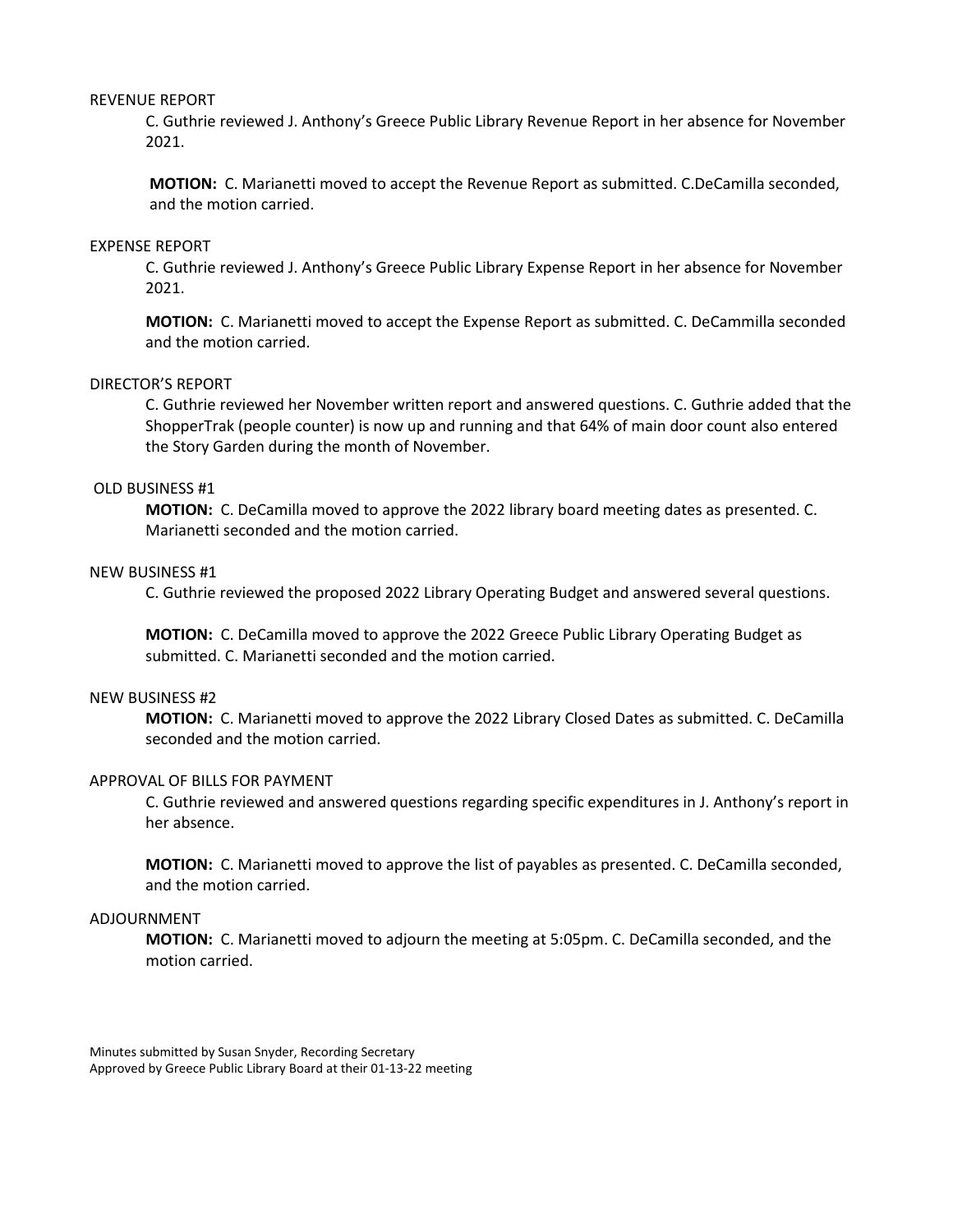REVENUE REPORT

C. Guthrie reviewed J. Anthony's Greece Public Library Revenue Report in her absence for November 2021.

**MOTION:** C. Marianetti moved to accept the Revenue Report as submitted. C.DeCamilla seconded, and the motion carried.

EXPENSE REPORT

C. Guthrie reviewed J. Anthony's Greece Public Library Expense Report in her absence for November 2021.

**MOTION:** C. Marianetti moved to accept the Expense Report as submitted. C. DeCammilla seconded and the motion carried.

DIRECTOR'S REPORT

C. Guthrie reviewed her November written report and answered questions. C. Guthrie added that the ShopperTrak (people counter) is now up and running and that 64% of main door count also entered the Story Garden during the month of November.

OLD BUSINESS #1

**MOTION:** C. DeCamilla moved to approve the 2022 library board meeting dates as presented. C. Marianetti seconded and the motion carried.

NEW BUSINESS #1

C. Guthrie reviewed the proposed 2022 Library Operating Budget and answered several questions.

**MOTION:** C. DeCamilla moved to approve the 2022 Greece Public Library Operating Budget as submitted. C. Marianetti seconded and the motion carried.

NEW BUSINESS #2

**MOTION:** C. Marianetti moved to approve the 2022 Library Closed Dates as submitted. C. DeCamilla seconded and the motion carried.

APPROVAL OF BILLS FOR PAYMENT

C. Guthrie reviewed and answered questions regarding specific expenditures in J. Anthony's report in her absence.

**MOTION:** C. Marianetti moved to approve the list of payables as presented. C. DeCamilla seconded, and the motion carried.

ADJOURNMENT

**MOTION:** C. Marianetti moved to adjourn the meeting at 5:05pm. C. DeCamilla seconded, and the motion carried.

Minutes submitted by Susan Snyder, Recording Secretary
Approved by Greece Public Library Board at their 01-13-22 meeting